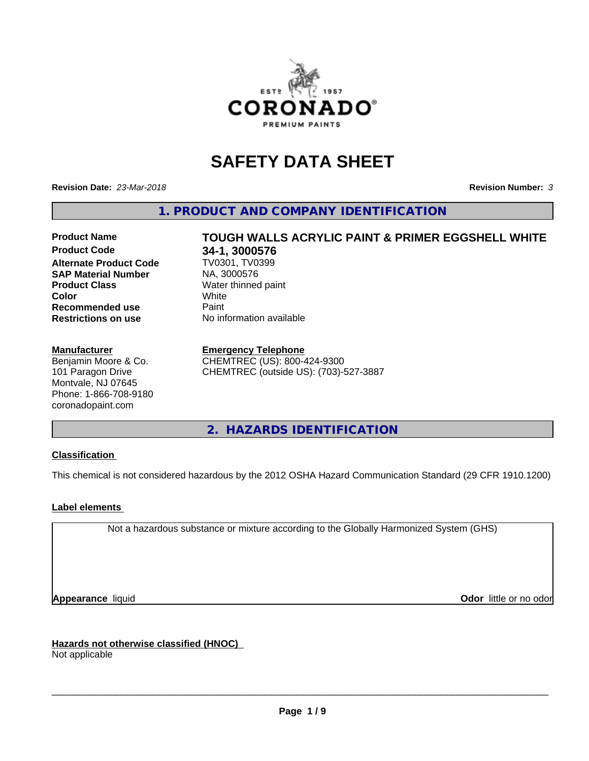# SAFETY DATA SHEET

**Revision Date:** *23-Mar-2018* **Revision Number:** *3*

## 1. PRODUCT AND COMPANY IDENTIFICATION

| | |
|---|---|
| **Product Name** | **TOUGH WALLS ACRYLIC PAINT & PRIMER EGGSHELL WHITE** |
| **Product Code** | **34-1, 3000576** |
| **Alternate Product Code** | TV0301, TV0399 |
| **SAP Material Number** | NA, 3000576 |
| **Product Class** | Water thinned paint |
| **Color** | White |
| **Recommended use** | Paint |
| **Restrictions on use** | No information available |

**Manufacturer**
Benjamin Moore & Co.
101 Paragon Drive
Montvale, NJ 07645
Phone: 1-866-708-9180
coronadopaint.com

**Emergency Telephone**
CHEMTREC (US): 800-424-9300
CHEMTREC (outside US): (703)-527-3887

## 2. HAZARDS IDENTIFICATION

**Classification**

This chemical is not considered hazardous by the 2012 OSHA Hazard Communication Standard (29 CFR 1910.1200)

**Label elements**

Not a hazardous substance or mixture according to the Globally Harmonized System (GHS)

**Appearance** liquid **Odor** little or no odor

**Hazards not otherwise classified (HNOC)**
Not applicable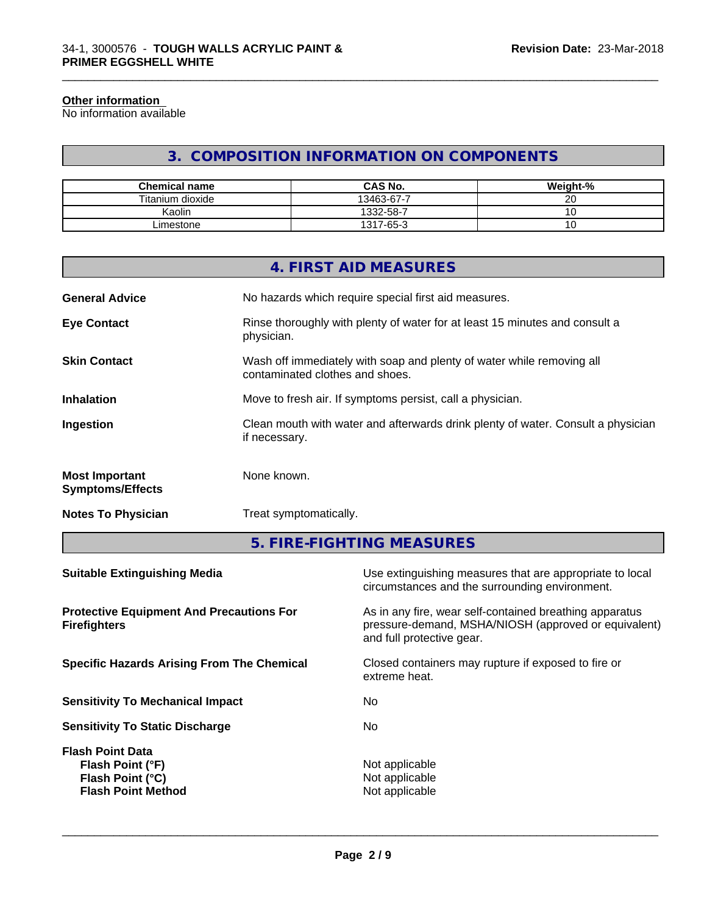**Other information**
No information available

## 3. COMPOSITION INFORMATION ON COMPONENTS

| Chemical name | CAS No. | Weight-% |
| --- | --- | --- |
| Titanium dioxide | 13463-67-7 | 20 |
| Kaolin | 1332-58-7 | 10 |
| Limestone | 1317-65-3 | 10 |

## 4. FIRST AID MEASURES

**General Advice** No hazards which require special first aid measures.

**Eye Contact** Rinse thoroughly with plenty of water for at least 15 minutes and consult a physician.

**Skin Contact** Wash off immediately with soap and plenty of water while removing all contaminated clothes and shoes.

**Inhalation** Move to fresh air. If symptoms persist, call a physician.

**Ingestion** Clean mouth with water and afterwards drink plenty of water. Consult a physician if necessary.

**Most Important Symptoms/Effects** None known.

**Notes To Physician** Treat symptomatically.

## 5. FIRE-FIGHTING MEASURES

**Suitable Extinguishing Media** Use extinguishing measures that are appropriate to local circumstances and the surrounding environment.

**Protective Equipment And Precautions For Firefighters** As in any fire, wear self-contained breathing apparatus pressure-demand, MSHA/NIOSH (approved or equivalent) and full protective gear.

**Specific Hazards Arising From The Chemical** Closed containers may rupture if exposed to fire or extreme heat.

**Sensitivity To Mechanical Impact** No

**Sensitivity To Static Discharge** No

**Flash Point Data**
**Flash Point (°F)** Not applicable
**Flash Point (°C)** Not applicable
**Flash Point Method** Not applicable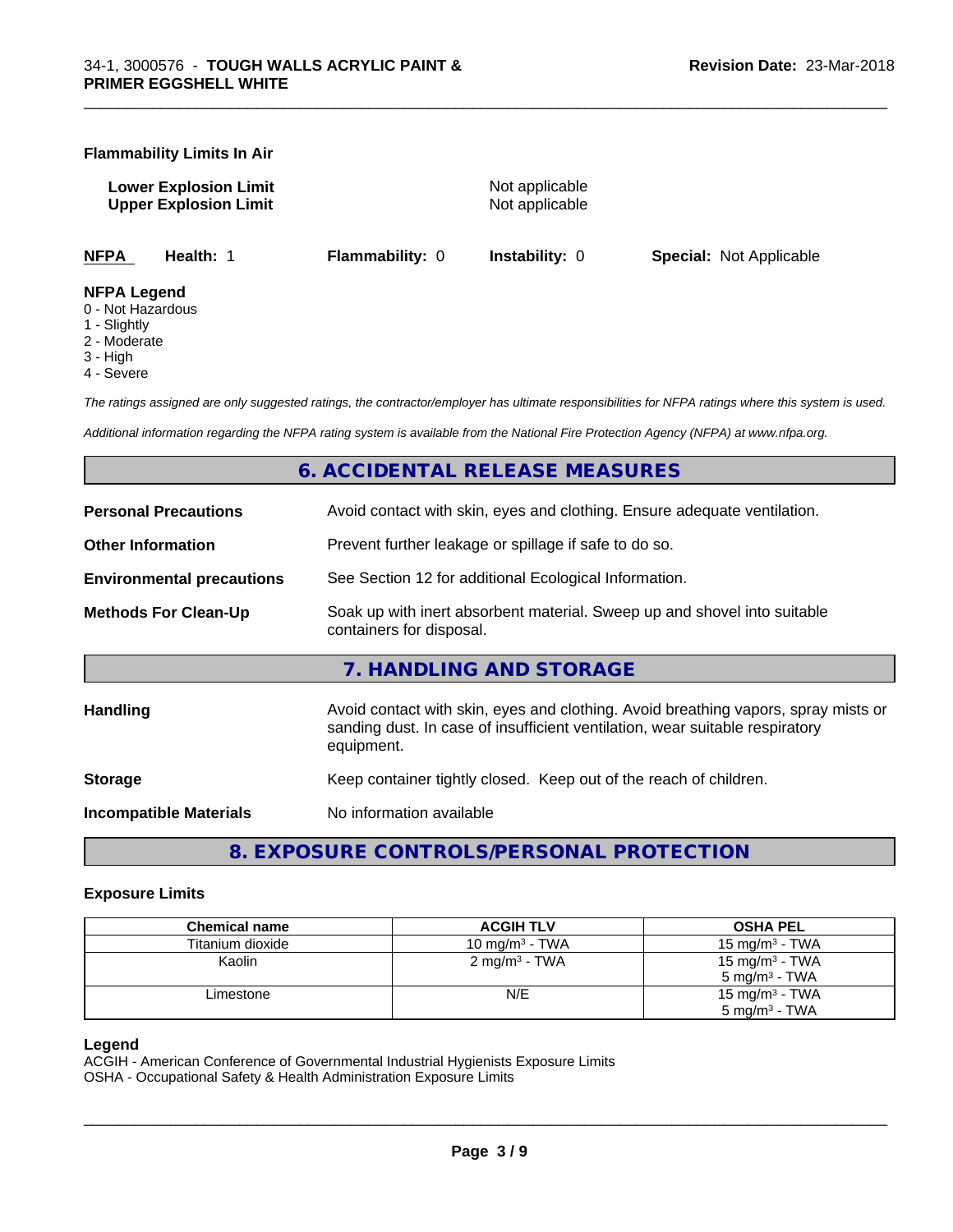**Flammability Limits In Air**

| | |
|---|---|
| **Lower Explosion Limit** | Not applicable |
| **Upper Explosion Limit** | Not applicable |

| **NFPA** | **Health:** 1 | **Flammability:** 0 | **Instability:** 0 | **Special:** Not Applicable |
|---|---|---|---|---|

**NFPA Legend**
0 - Not Hazardous
1 - Slightly
2 - Moderate
3 - High
4 - Severe

*The ratings assigned are only suggested ratings, the contractor/employer has ultimate responsibilities for NFPA ratings where this system is used.*

*Additional information regarding the NFPA rating system is available from the National Fire Protection Agency (NFPA) at www.nfpa.org.*

## 6. ACCIDENTAL RELEASE MEASURES

| | |
|---|---|
| **Personal Precautions** | Avoid contact with skin, eyes and clothing. Ensure adequate ventilation. |
| **Other Information** | Prevent further leakage or spillage if safe to do so. |
| **Environmental precautions** | See Section 12 for additional Ecological Information. |
| **Methods For Clean-Up** | Soak up with inert absorbent material. Sweep up and shovel into suitable containers for disposal. |

## 7. HANDLING AND STORAGE

| | |
|---|---|
| **Handling** | Avoid contact with skin, eyes and clothing. Avoid breathing vapors, spray mists or sanding dust. In case of insufficient ventilation, wear suitable respiratory equipment. |
| **Storage** | Keep container tightly closed. Keep out of the reach of children. |
| **Incompatible Materials** | No information available |

## 8. EXPOSURE CONTROLS/PERSONAL PROTECTION

### Exposure Limits

| Chemical name | ACGIH TLV | OSHA PEL |
|---|---|---|
| Titanium dioxide | 10 mg/m³ - TWA | 15 mg/m³ - TWA |
| Kaolin | 2 mg/m³ - TWA | 15 mg/m³ - TWA<br>5 mg/m³ - TWA |
| Limestone | N/E | 15 mg/m³ - TWA<br>5 mg/m³ - TWA |

**Legend**
ACGIH - American Conference of Governmental Industrial Hygienists Exposure Limits
OSHA - Occupational Safety & Health Administration Exposure Limits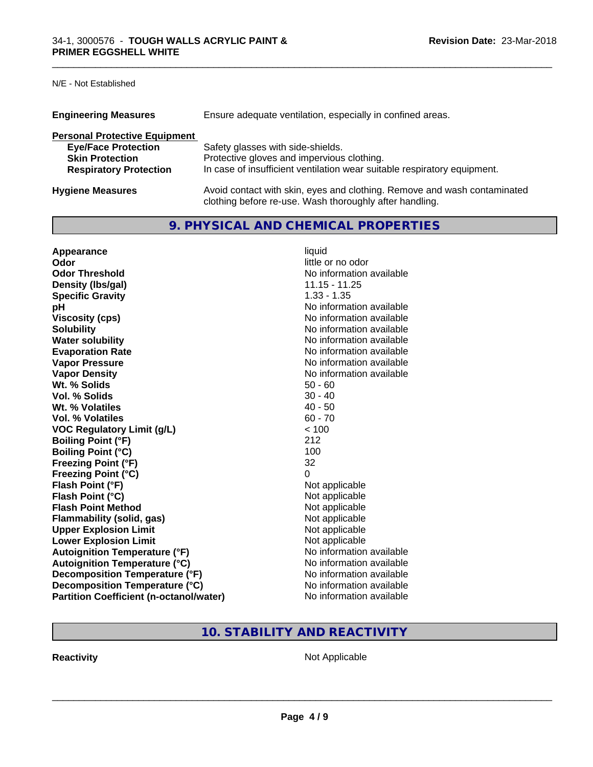N/E - Not Established

| | |
|---|---|
| **Engineering Measures** | Ensure adequate ventilation, especially in confined areas. |

**Personal Protective Equipment**

| | |
|---|---|
| **Eye/Face Protection** | Safety glasses with side-shields. |
| **Skin Protection** | Protective gloves and impervious clothing. |
| **Respiratory Protection** | In case of insufficient ventilation wear suitable respiratory equipment. |

| | |
|---|---|
| **Hygiene Measures** | Avoid contact with skin, eyes and clothing. Remove and wash contaminated clothing before re-use. Wash thoroughly after handling. |

## 9. PHYSICAL AND CHEMICAL PROPERTIES

| | |
|---|---|
| **Appearance** | liquid |
| **Odor** | little or no odor |
| **Odor Threshold** | No information available |
| **Density (lbs/gal)** | 11.15 - 11.25 |
| **Specific Gravity** | 1.33 - 1.35 |
| **pH** | No information available |
| **Viscosity (cps)** | No information available |
| **Solubility** | No information available |
| **Water solubility** | No information available |
| **Evaporation Rate** | No information available |
| **Vapor Pressure** | No information available |
| **Vapor Density** | No information available |
| **Wt. % Solids** | 50 - 60 |
| **Vol. % Solids** | 30 - 40 |
| **Wt. % Volatiles** | 40 - 50 |
| **Vol. % Volatiles** | 60 - 70 |
| **VOC Regulatory Limit (g/L)** | < 100 |
| **Boiling Point (°F)** | 212 |
| **Boiling Point (°C)** | 100 |
| **Freezing Point (°F)** | 32 |
| **Freezing Point (°C)** | 0 |
| **Flash Point (°F)** | Not applicable |
| **Flash Point (°C)** | Not applicable |
| **Flash Point Method** | Not applicable |
| **Flammability (solid, gas)** | Not applicable |
| **Upper Explosion Limit** | Not applicable |
| **Lower Explosion Limit** | Not applicable |
| **Autoignition Temperature (°F)** | No information available |
| **Autoignition Temperature (°C)** | No information available |
| **Decomposition Temperature (°F)** | No information available |
| **Decomposition Temperature (°C)** | No information available |
| **Partition Coefficient (n-octanol/water)** | No information available |

## 10. STABILITY AND REACTIVITY

| | |
|---|---|
| **Reactivity** | Not Applicable |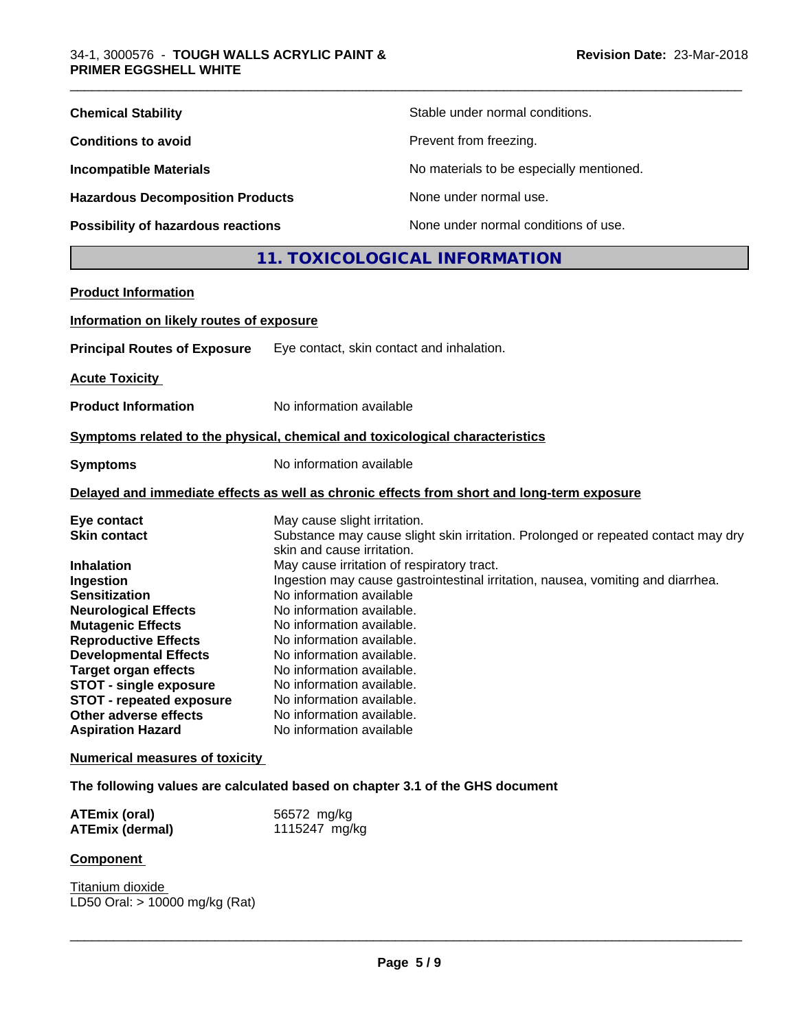| | |
|---|---|
| **Chemical Stability** | Stable under normal conditions. |
| **Conditions to avoid** | Prevent from freezing. |
| **Incompatible Materials** | No materials to be especially mentioned. |
| **Hazardous Decomposition Products** | None under normal use. |
| **Possibility of hazardous reactions** | None under normal conditions of use. |

## 11. TOXICOLOGICAL INFORMATION

**Product Information**

**Information on likely routes of exposure**

**Principal Routes of Exposure** Eye contact, skin contact and inhalation.

**Acute Toxicity**

**Product Information** No information available

**Symptoms related to the physical, chemical and toxicological characteristics**

**Symptoms** No information available

**Delayed and immediate effects as well as chronic effects from short and long-term exposure**

| | |
|---|---|
| **Eye contact** | May cause slight irritation. |
| **Skin contact** | Substance may cause slight skin irritation. Prolonged or repeated contact may dry skin and cause irritation. |
| **Inhalation** | May cause irritation of respiratory tract. |
| **Ingestion** | Ingestion may cause gastrointestinal irritation, nausea, vomiting and diarrhea. |
| **Sensitization** | No information available |
| **Neurological Effects** | No information available. |
| **Mutagenic Effects** | No information available. |
| **Reproductive Effects** | No information available. |
| **Developmental Effects** | No information available. |
| **Target organ effects** | No information available. |
| **STOT - single exposure** | No information available. |
| **STOT - repeated exposure** | No information available. |
| **Other adverse effects** | No information available. |
| **Aspiration Hazard** | No information available |

**Numerical measures of toxicity**

**The following values are calculated based on chapter 3.1 of the GHS document**

| | |
|---|---|
| **ATEmix (oral)** | 56572 mg/kg |
| **ATEmix (dermal)** | 1115247 mg/kg |

**Component**

Titanium dioxide
LD50 Oral: > 10000 mg/kg (Rat)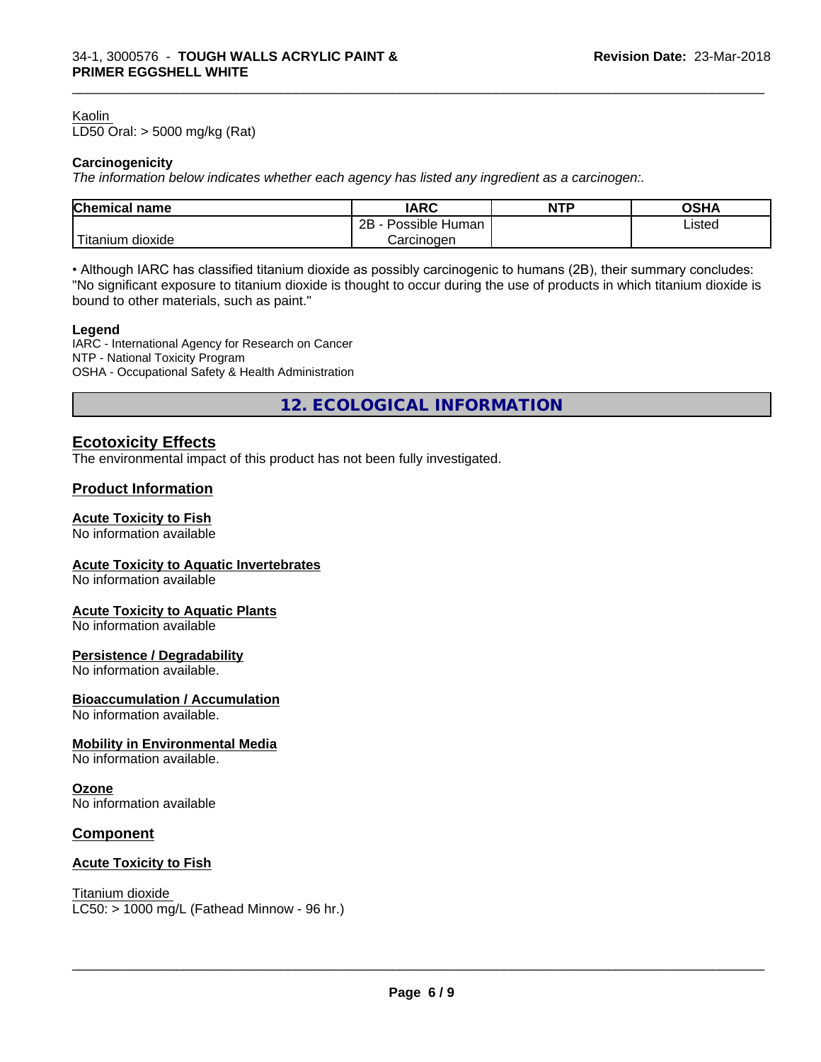Kaolin
LD50 Oral: > 5000 mg/kg (Rat)

**Carcinogenicity**

*The information below indicates whether each agency has listed any ingredient as a carcinogen:.*

| Chemical name | IARC | NTP | OSHA |
|---|---|---|---|
| Titanium dioxide | 2B - Possible Human Carcinogen | | Listed |

• Although IARC has classified titanium dioxide as possibly carcinogenic to humans (2B), their summary concludes: "No significant exposure to titanium dioxide is thought to occur during the use of products in which titanium dioxide is bound to other materials, such as paint."

**Legend**

IARC - International Agency for Research on Cancer
NTP - National Toxicity Program
OSHA - Occupational Safety & Health Administration

## 12. ECOLOGICAL INFORMATION

### Ecotoxicity Effects

The environmental impact of this product has not been fully investigated.

### Product Information

**Acute Toxicity to Fish**
No information available

**Acute Toxicity to Aquatic Invertebrates**
No information available

**Acute Toxicity to Aquatic Plants**
No information available

**Persistence / Degradability**
No information available.

**Bioaccumulation / Accumulation**
No information available.

**Mobility in Environmental Media**
No information available.

**Ozone**
No information available

### Component

**Acute Toxicity to Fish**

Titanium dioxide
LC50: > 1000 mg/L (Fathead Minnow - 96 hr.)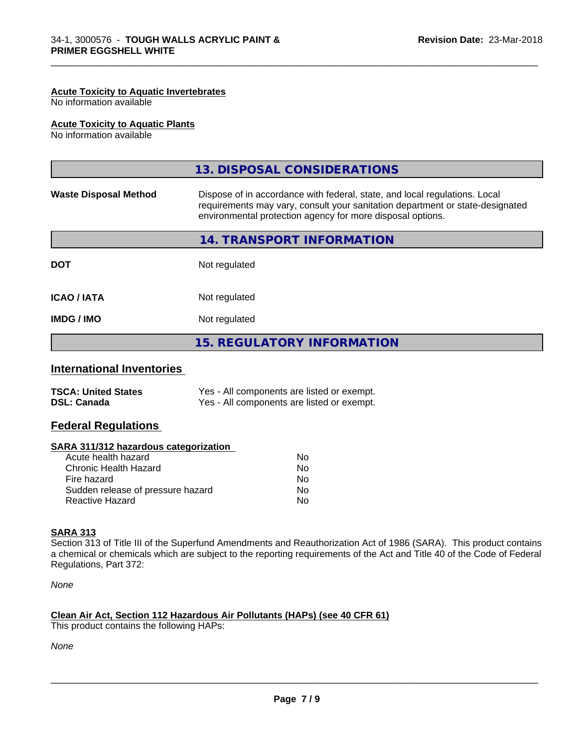**Acute Toxicity to Aquatic Invertebrates**
No information available

**Acute Toxicity to Aquatic Plants**
No information available

## 13. DISPOSAL CONSIDERATIONS

| | |
|---|---|
| **Waste Disposal Method** | Dispose of in accordance with federal, state, and local regulations. Local requirements may vary, consult your sanitation department or state-designated environmental protection agency for more disposal options. |

## 14. TRANSPORT INFORMATION

| | |
|---|---|
| **DOT** | Not regulated |
| **ICAO / IATA** | Not regulated |
| **IMDG / IMO** | Not regulated |

## 15. REGULATORY INFORMATION

### International Inventories

| | |
|---|---|
| **TSCA: United States** | Yes - All components are listed or exempt. |
| **DSL: Canada** | Yes - All components are listed or exempt. |

### Federal Regulations

**SARA 311/312 hazardous categorization**

| | |
|---|---|
| Acute health hazard | No |
| Chronic Health Hazard | No |
| Fire hazard | No |
| Sudden release of pressure hazard | No |
| Reactive Hazard | No |

**SARA 313**
Section 313 of Title III of the Superfund Amendments and Reauthorization Act of 1986 (SARA). This product contains a chemical or chemicals which are subject to the reporting requirements of the Act and Title 40 of the Code of Federal Regulations, Part 372:

*None*

**Clean Air Act, Section 112 Hazardous Air Pollutants (HAPs) (see 40 CFR 61)**
This product contains the following HAPs:

*None*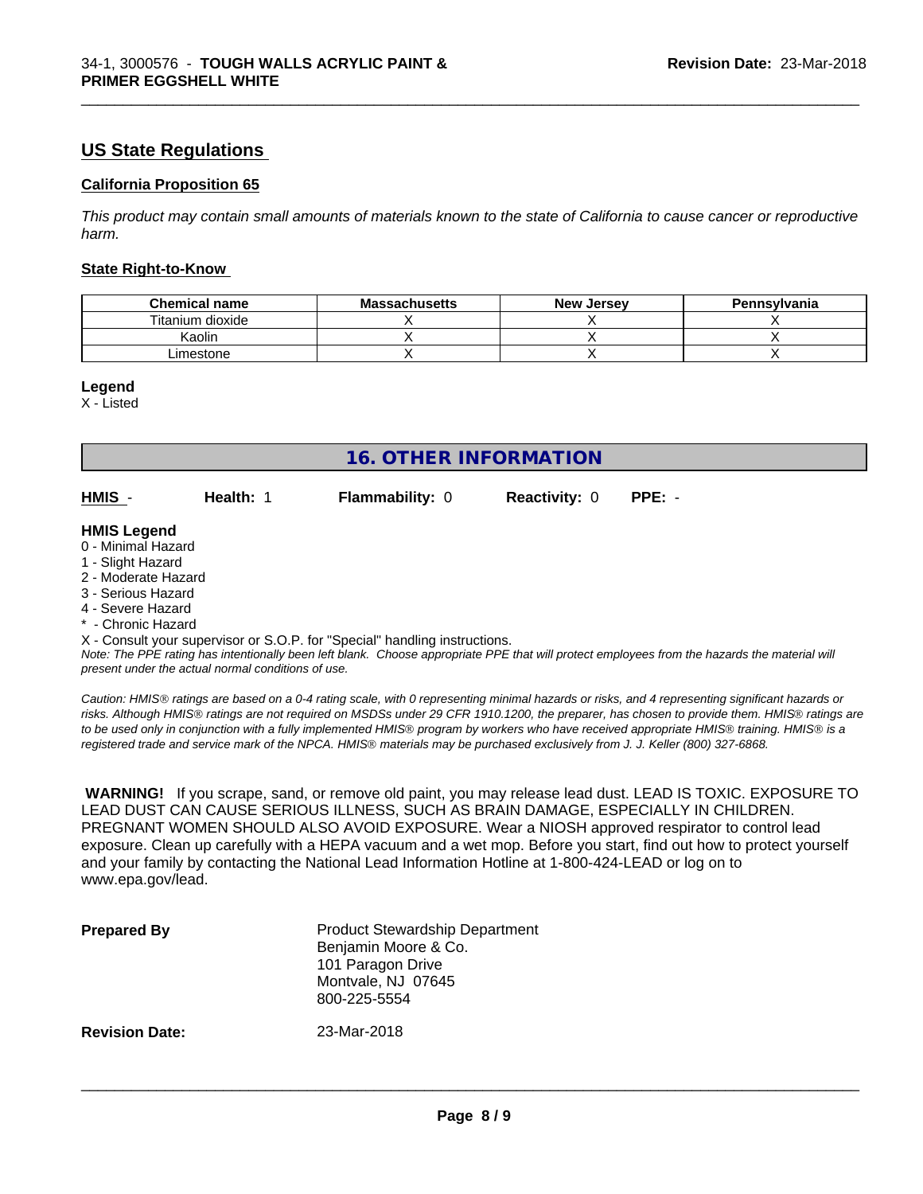## US State Regulations

### California Proposition 65

*This product may contain small amounts of materials known to the state of California to cause cancer or reproductive harm.*

### State Right-to-Know

| Chemical name | Massachusetts | New Jersey | Pennsylvania |
|---|---|---|---|
| Titanium dioxide | X | X | X |
| Kaolin | X | X | X |
| Limestone | X | X | X |

**Legend**

X - Listed

# 16. OTHER INFORMATION

| HMIS - | Health: 1 | Flammability: 0 | Reactivity: 0 | PPE: - |
|---|---|---|---|---|

**HMIS Legend**

0 - Minimal Hazard
1 - Slight Hazard
2 - Moderate Hazard
3 - Serious Hazard
4 - Severe Hazard
* - Chronic Hazard
X - Consult your supervisor or S.O.P. for "Special" handling instructions.

*Note: The PPE rating has intentionally been left blank. Choose appropriate PPE that will protect employees from the hazards the material will present under the actual normal conditions of use.*

*Caution: HMIS® ratings are based on a 0-4 rating scale, with 0 representing minimal hazards or risks, and 4 representing significant hazards or risks. Although HMIS® ratings are not required on MSDSs under 29 CFR 1910.1200, the preparer, has chosen to provide them. HMIS® ratings are to be used only in conjunction with a fully implemented HMIS® program by workers who have received appropriate HMIS® training. HMIS® is a registered trade and service mark of the NPCA. HMIS® materials may be purchased exclusively from J. J. Keller (800) 327-6868.*

**WARNING!** If you scrape, sand, or remove old paint, you may release lead dust. LEAD IS TOXIC. EXPOSURE TO LEAD DUST CAN CAUSE SERIOUS ILLNESS, SUCH AS BRAIN DAMAGE, ESPECIALLY IN CHILDREN. PREGNANT WOMEN SHOULD ALSO AVOID EXPOSURE. Wear a NIOSH approved respirator to control lead exposure. Clean up carefully with a HEPA vacuum and a wet mop. Before you start, find out how to protect yourself and your family by contacting the National Lead Information Hotline at 1-800-424-LEAD or log on to www.epa.gov/lead.

**Prepared By**

Product Stewardship Department
Benjamin Moore & Co.
101 Paragon Drive
Montvale, NJ 07645
800-225-5554

**Revision Date:** 23-Mar-2018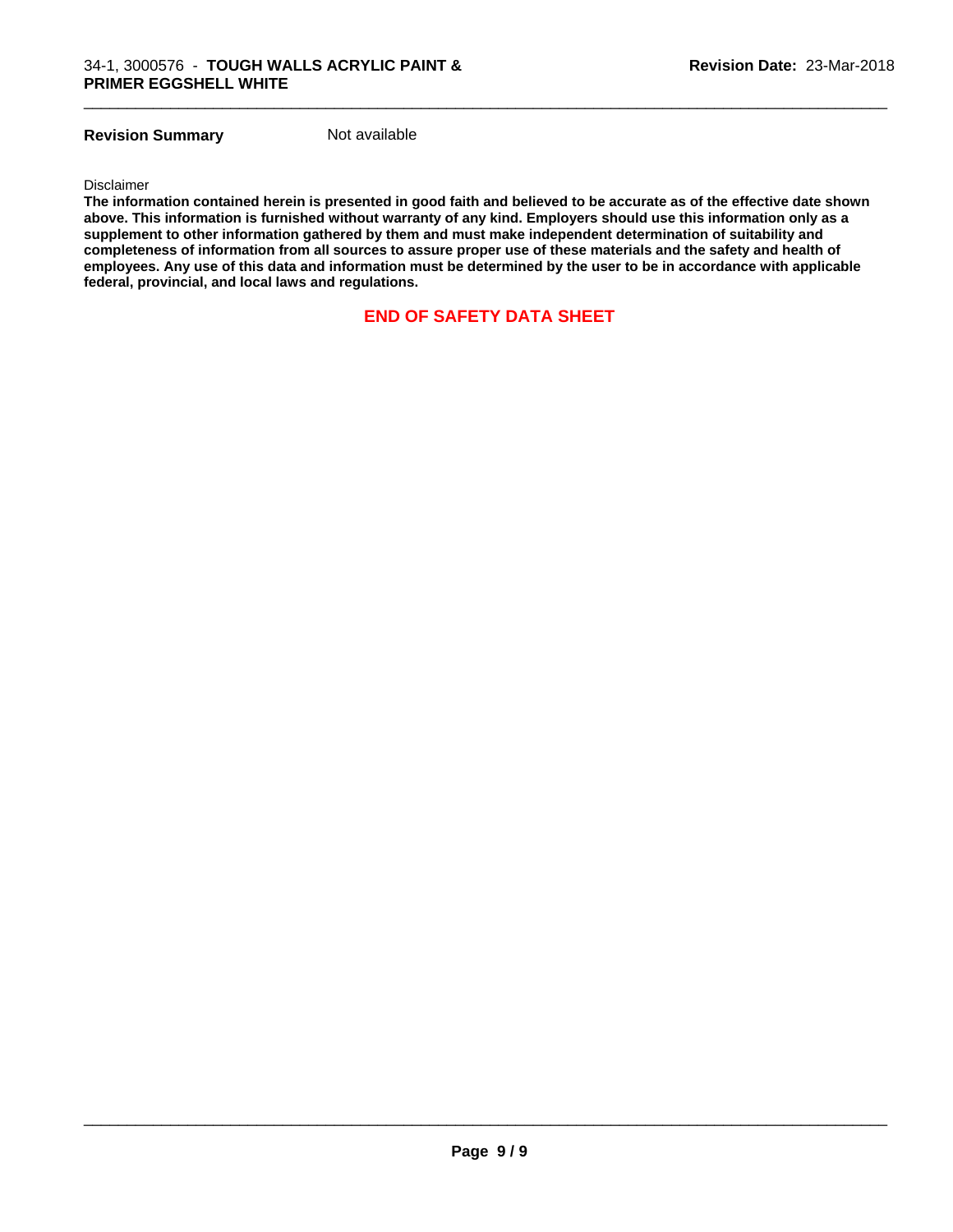**Revision Summary** Not available

Disclaimer

**The information contained herein is presented in good faith and believed to be accurate as of the effective date shown above. This information is furnished without warranty of any kind. Employers should use this information only as a supplement to other information gathered by them and must make independent determination of suitability and completeness of information from all sources to assure proper use of these materials and the safety and health of employees. Any use of this data and information must be determined by the user to be in accordance with applicable federal, provincial, and local laws and regulations.**

**END OF SAFETY DATA SHEET**